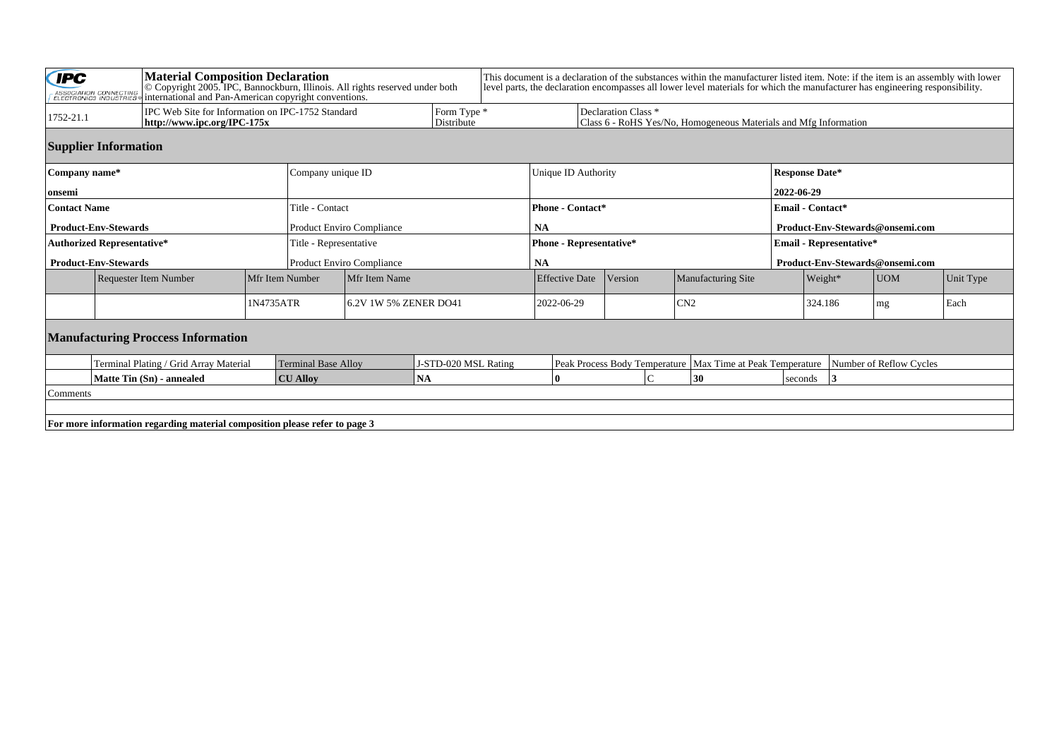**IPC** ASSOCIATION CONNECTING ELECTRONICS INDUSTRIES®

# Material Composition Declaration

© Copyright 2005. IPC, Bannockburn, Illinois. All rights reserved under both international and Pan-American copyright conventions.

This document is a declaration of the substances within the manufacturer listed item. Note: if the item is an assembly with lower level parts, the declaration encompasses all lower level materials for which the manufacturer has engineering responsibility.

| 1752-21.1 | IPC Web Site for Information on IPC-1752 Standard **http://www.ipc.org/IPC-175x** | Form Type * Distribute | Declaration Class * Class 6 - RoHS Yes/No, Homogeneous Materials and Mfg Information |
|---|---|---|---|

## Supplier Information

| Company name* | Company unique ID | Unique ID Authority | Response Date* |
|---|---|---|---|
| **onsemi** | | | **2022-06-29** |
| **Contact Name** | Title - Contact | **Phone - Contact*** | **Email - Contact*** |
| **Product-Env-Stewards** | Product Enviro Compliance | **NA** | **Product-Env-Stewards@onsemi.com** |
| **Authorized Representative*** | Title - Representative | **Phone - Representative*** | **Email - Representative*** |
| **Product-Env-Stewards** | Product Enviro Compliance | **NA** | **Product-Env-Stewards@onsemi.com** |

| Requester Item Number | Mfr Item Number | Mfr Item Name | Effective Date | Version | Manufacturing Site | Weight* | UOM | Unit Type |
|---|---|---|---|---|---|---|---|---|
| | 1N4735ATR | 6.2V 1W 5% ZENER DO41 | 2022-06-29 | | CN2 | 324.186 | mg | Each |

## Manufacturing Proccess Information

| Terminal Plating / Grid Array Material | Terminal Base Alloy | J-STD-020 MSL Rating | Peak Process Body Temperature | | Max Time at Peak Temperature | | Number of Reflow Cycles |
|---|---|---|---|---|---|---|---|
| **Matte Tin (Sn) - annealed** | **CU Alloy** | **NA** | **0** | C | **30** | seconds | **3** |

Comments

**For more information regarding material composition please refer to page 3**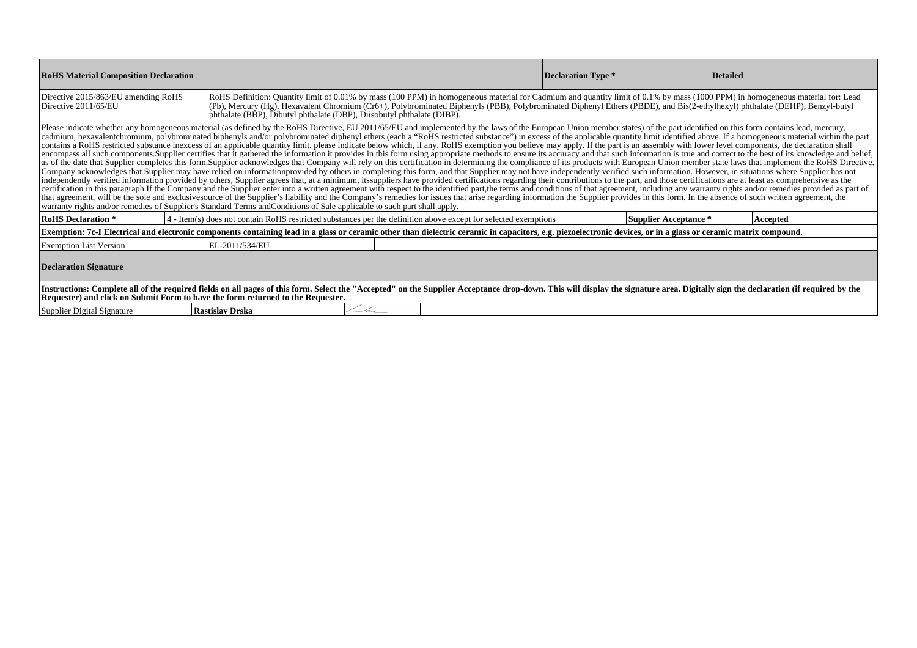| RoHS Material Composition Declaration | | | Declaration Type * | | Detailed |
|---|---|---|---|---|---|
| Directive 2015/863/EU amending RoHS Directive 2011/65/EU | RoHS Definition: Quantity limit of 0.01% by mass (100 PPM) in homogeneous material for Cadmium and quantity limit of 0.1% by mass (1000 PPM) in homogeneous material for: Lead (Pb), Mercury (Hg), Hexavalent Chromium (Cr6+), Polybrominated Biphenyls (PBB), Polybrominated Diphenyl Ethers (PBDE), and Bis(2-ethylhexyl) phthalate (DEHP), Benzyl-butyl phthalate (BBP), Dibutyl phthalate (DBP), Diisobutyl phthalate (DIBP). | | | | |

Please indicate whether any homogeneous material (as defined by the RoHS Directive, EU 2011/65/EU and implemented by the laws of the European Union member states) of the part identified on this form contains lead, mercury, cadmium, hexavalentchromium, polybrominated biphenyls and/or polybrominated diphenyl ethers (each a "RoHS restricted substance") in excess of the applicable quantity limit identified above. If a homogeneous material within the part contains a RoHS restricted substance inexcess of an applicable quantity limit, please indicate below which, if any, RoHS exemption you believe may apply. If the part is an assembly with lower level components, the declaration shall encompass all such components.Supplier certifies that it gathered the information it provides in this form using appropriate methods to ensure its accuracy and that such information is true and correct to the best of its knowledge and belief, as of the date that Supplier completes this form.Supplier acknowledges that Company will rely on this certification in determining the compliance of its products with European Union member state laws that implement the RoHS Directive. Company acknowledges that Supplier may have relied on informationprovided by others in completing this form, and that Supplier may not have independently verified such information. However, in situations where Supplier has not independently verified information provided by others, Supplier agrees that, at a minimum, itssuppliers have provided certifications regarding their contributions to the part, and those certifications are at least as comprehensive as the certification in this paragraph.If the Company and the Supplier enter into a written agreement with respect to the identified part,the terms and conditions of that agreement, including any warranty rights and/or remedies provided as part of that agreement, will be the sole and exclusivesource of the Supplier's liability and the Company's remedies for issues that arise regarding information the Supplier provides in this form. In the absence of such written agreement, the warranty rights and/or remedies of Supplier's Standard Terms andConditions of Sale applicable to such part shall apply.

| RoHS Declaration * | 4 - Item(s) does not contain RoHS restricted substances per the definition above except for selected exemptions | Supplier Acceptance * | Accepted |
|---|---|---|---|

**Exemption: 7c-I Electrical and electronic components containing lead in a glass or ceramic other than dielectric ceramic in capacitors, e.g. piezoelectronic devices, or in a glass or ceramic matrix compound.**

| Exemption List Version | EL-2011/534/EU |
|---|---|

**Declaration Signature**

**Instructions: Complete all of the required fields on all pages of this form. Select the "Accepted" on the Supplier Acceptance drop-down. This will display the signature area. Digitally sign the declaration (if required by the Requester) and click on Submit Form to have the form returned to the Requester.**

| Supplier Digital Signature | Rastislav Drska |
|---|---|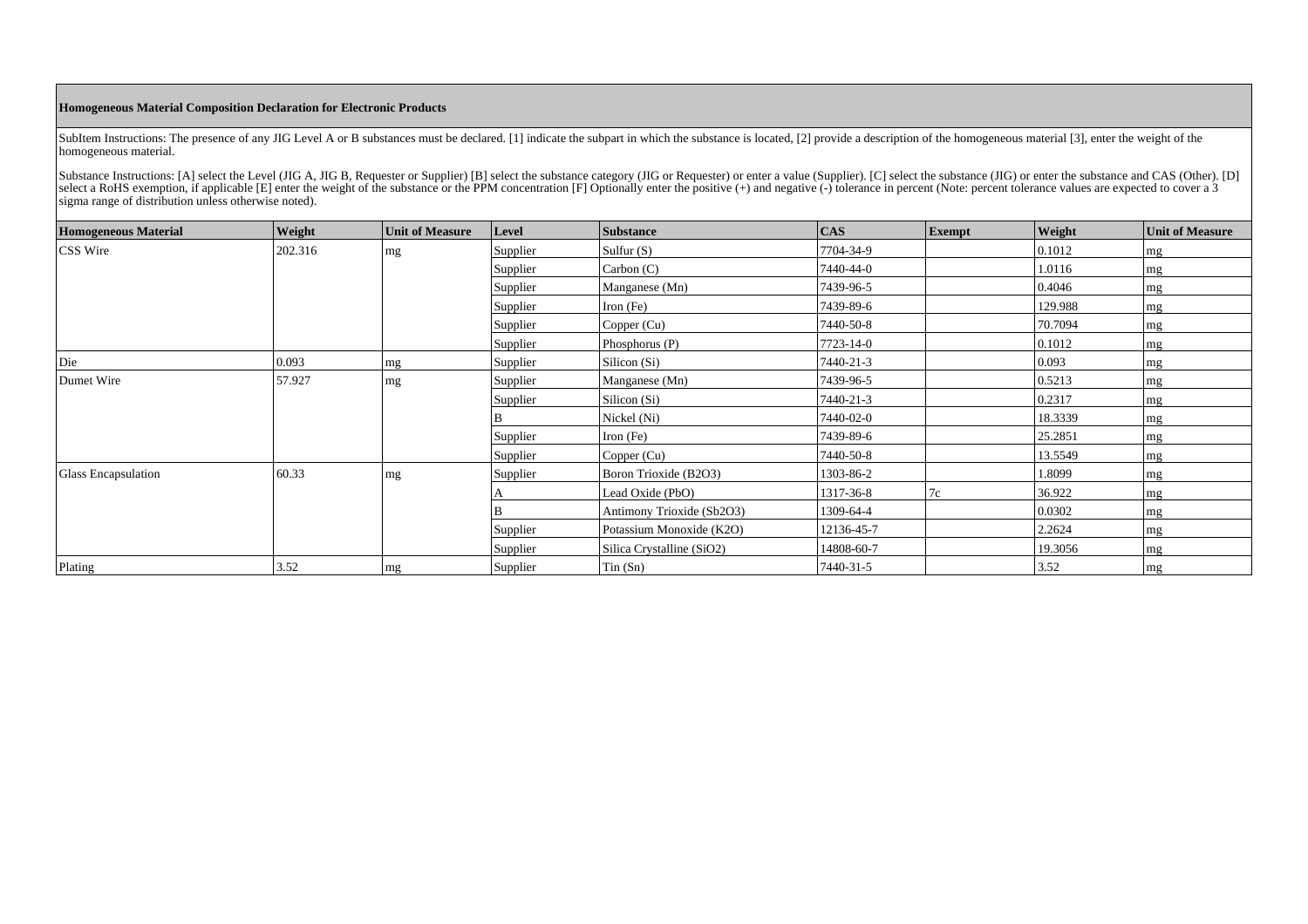**Homogeneous Material Composition Declaration for Electronic Products**

SubItem Instructions: The presence of any JIG Level A or B substances must be declared. [1] indicate the subpart in which the substance is located, [2] provide a description of the homogeneous material [3], enter the weight of the homogeneous material.

Substance Instructions: [A] select the Level (JIG A, JIG B, Requester or Supplier) [B] select the substance category (JIG or Requester) or enter a value (Supplier). [C] select the substance (JIG) or enter the substance and CAS (Other). [D] select a RoHS exemption, if applicable [E] enter the weight of the substance or the PPM concentration [F] Optionally enter the positive (+) and negative (-) tolerance in percent (Note: percent tolerance values are expected to cover a 3 sigma range of distribution unless otherwise noted).

| Homogeneous Material | Weight | Unit of Measure | Level | Substance | CAS | Exempt | Weight | Unit of Measure |
|---|---|---|---|---|---|---|---|---|
| CSS Wire | 202.316 | mg | Supplier | Sulfur (S) | 7704-34-9 | | 0.1012 | mg |
| | | | Supplier | Carbon (C) | 7440-44-0 | | 1.0116 | mg |
| | | | Supplier | Manganese (Mn) | 7439-96-5 | | 0.4046 | mg |
| | | | Supplier | Iron (Fe) | 7439-89-6 | | 129.988 | mg |
| | | | Supplier | Copper (Cu) | 7440-50-8 | | 70.7094 | mg |
| | | | Supplier | Phosphorus (P) | 7723-14-0 | | 0.1012 | mg |
| Die | 0.093 | mg | Supplier | Silicon (Si) | 7440-21-3 | | 0.093 | mg |
| Dumet Wire | 57.927 | mg | Supplier | Manganese (Mn) | 7439-96-5 | | 0.5213 | mg |
| | | | Supplier | Silicon (Si) | 7440-21-3 | | 0.2317 | mg |
| | | | B | Nickel (Ni) | 7440-02-0 | | 18.3339 | mg |
| | | | Supplier | Iron (Fe) | 7439-89-6 | | 25.2851 | mg |
| | | | Supplier | Copper (Cu) | 7440-50-8 | | 13.5549 | mg |
| Glass Encapsulation | 60.33 | mg | Supplier | Boron Trioxide ($B_2O_3$) | 1303-86-2 | | 1.8099 | mg |
| | | | A | Lead Oxide (PbO) | 1317-36-8 | 7c | 36.922 | mg |
| | | | B | Antimony Trioxide ($Sb_2O_3$) | 1309-64-4 | | 0.0302 | mg |
| | | | Supplier | Potassium Monoxide ($K_2O$) | 12136-45-7 | | 2.2624 | mg |
| | | | Supplier | Silica Crystalline ($SiO_2$) | 14808-60-7 | | 19.3056 | mg |
| Plating | 3.52 | mg | Supplier | Tin (Sn) | 7440-31-5 | | 3.52 | mg |